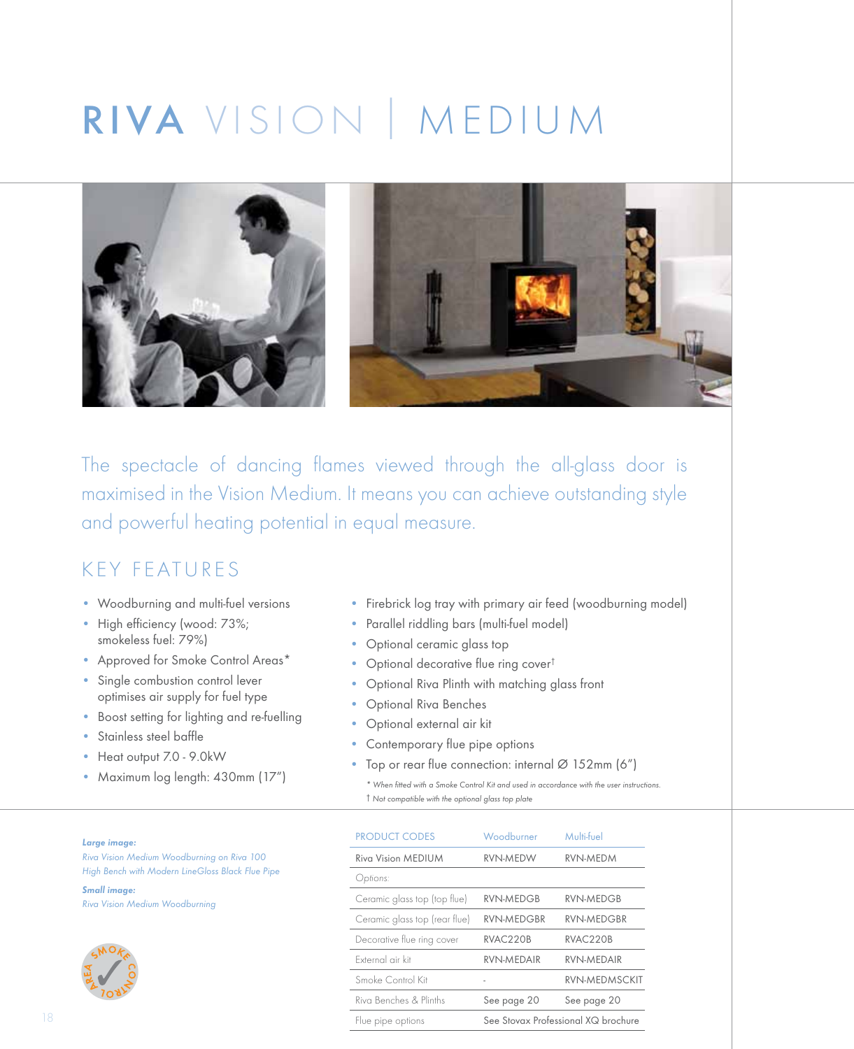# RIVA VISION | MEDIUM

The spectacle of dancing flames viewed through the all-glass door is maximised in the Vision Medium. It means you can achieve outstanding style and powerful heating potential in equal measure.

## KEY FEATURES

- Woodburning and multi-fuel versions
- High efficiency (wood: 73%; smokeless fuel: 79%)
- Approved for Smoke Control Areas*
- Single combustion control lever optimises air supply for fuel type
- Boost setting for lighting and re-fuelling
- Stainless steel baffle
- Heat output 7.0 - 9.0kW
- Maximum log length: 430mm (17")
- Firebrick log tray with primary air feed (woodburning model)
- Parallel riddling bars (multi-fuel model)
- Optional ceramic glass top
- Optional decorative flue ring cover†
- Optional Riva Plinth with matching glass front
- Optional Riva Benches
- Optional external air kit
- Contemporary flue pipe options
- Top or rear flue connection: internal Ø 152mm (6")

*\* When fitted with a Smoke Control Kit and used in accordance with the user instructions.*
*† Not compatible with the optional glass top plate*

***Large image:***
*Riva Vision Medium Woodburning on Riva 100 High Bench with Modern LineGloss Black Flue Pipe*

***Small image:***
*Riva Vision Medium Woodburning*

| PRODUCT CODES | Woodburner | Multi-fuel |
|---|---|---|
| Riva Vision MEDIUM | RVN-MEDW | RVN-MEDM |
| Options: | | |
| Ceramic glass top (top flue) | RVN-MEDGB | RVN-MEDGB |
| Ceramic glass top (rear flue) | RVN-MEDGBR | RVN-MEDGBR |
| Decorative flue ring cover | RVAC220B | RVAC220B |
| External air kit | RVN-MEDAIR | RVN-MEDAIR |
| Smoke Control Kit | - | RVN-MEDMSCKIT |
| Riva Benches & Plinths | See page 20 | See page 20 |
| Flue pipe options | See Stovax Professional XQ brochure | |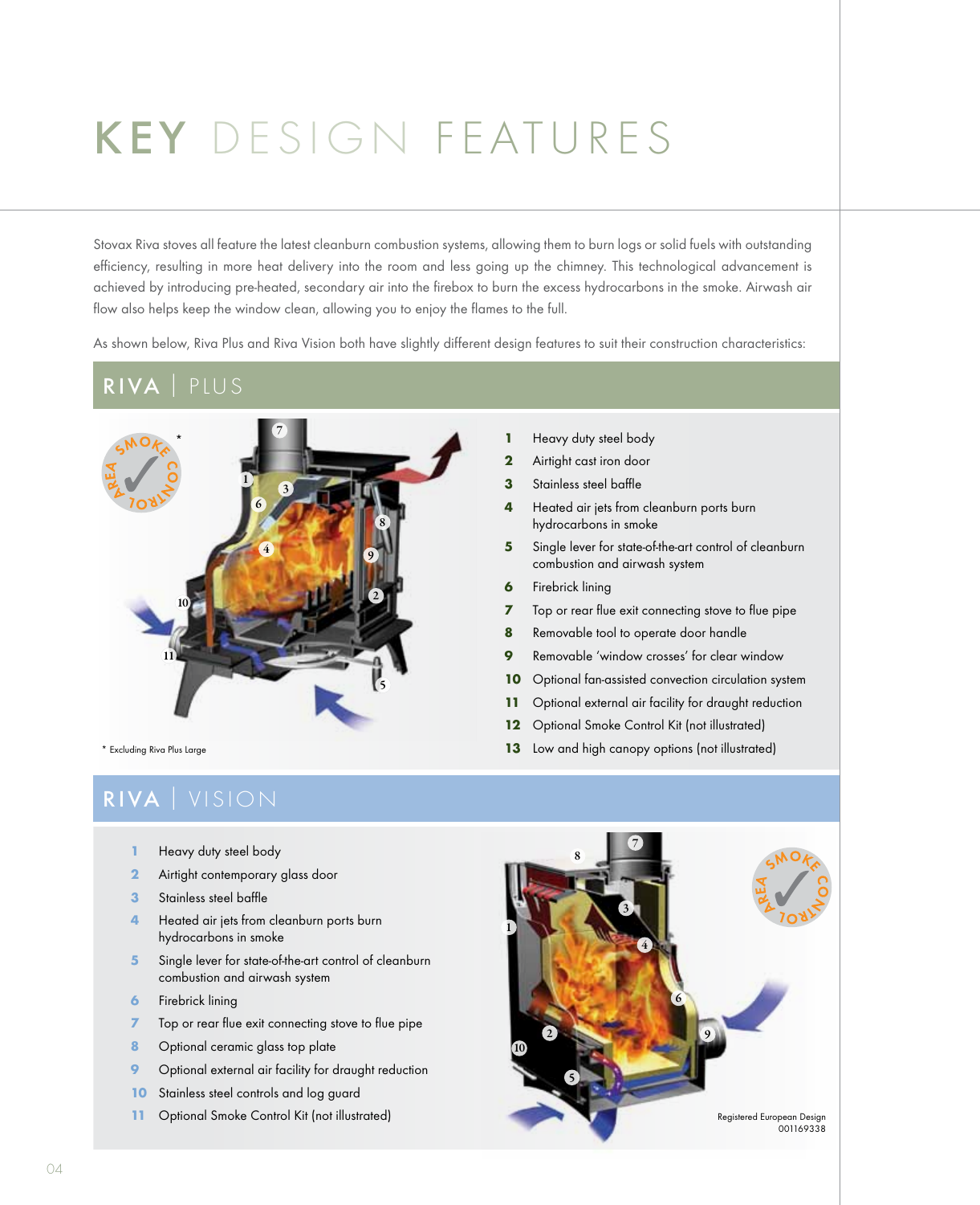# KEY DESIGN FEATURES

Stovax Riva stoves all feature the latest cleanburn combustion systems, allowing them to burn logs or solid fuels with outstanding efficiency, resulting in more heat delivery into the room and less going up the chimney. This technological advancement is achieved by introducing pre-heated, secondary air into the firebox to burn the excess hydrocarbons in the smoke. Airwash air flow also helps keep the window clean, allowing you to enjoy the flames to the full.

As shown below, Riva Plus and Riva Vision both have slightly different design features to suit their construction characteristics:

## RIVA | PLUS

1. Heavy duty steel body
2. Airtight cast iron door
3. Stainless steel baffle
4. Heated air jets from cleanburn ports burn hydrocarbons in smoke
5. Single lever for state-of-the-art control of cleanburn combustion and airwash system
6. Firebrick lining
7. Top or rear flue exit connecting stove to flue pipe
8. Removable tool to operate door handle
9. Removable 'window crosses' for clear window
10. Optional fan-assisted convection circulation system
11. Optional external air facility for draught reduction
12. Optional Smoke Control Kit (not illustrated)
13. Low and high canopy options (not illustrated)

SMOKE CONTROL AREA *

\* Excluding Riva Plus Large

## RIVA | VISION

1. Heavy duty steel body
2. Airtight contemporary glass door
3. Stainless steel baffle
4. Heated air jets from cleanburn ports burn hydrocarbons in smoke
5. Single lever for state-of-the-art control of cleanburn combustion and airwash system
6. Firebrick lining
7. Top or rear flue exit connecting stove to flue pipe
8. Optional ceramic glass top plate
9. Optional external air facility for draught reduction
10. Stainless steel controls and log guard
11. Optional Smoke Control Kit (not illustrated)

SMOKE CONTROL AREA

Registered European Design 001169338